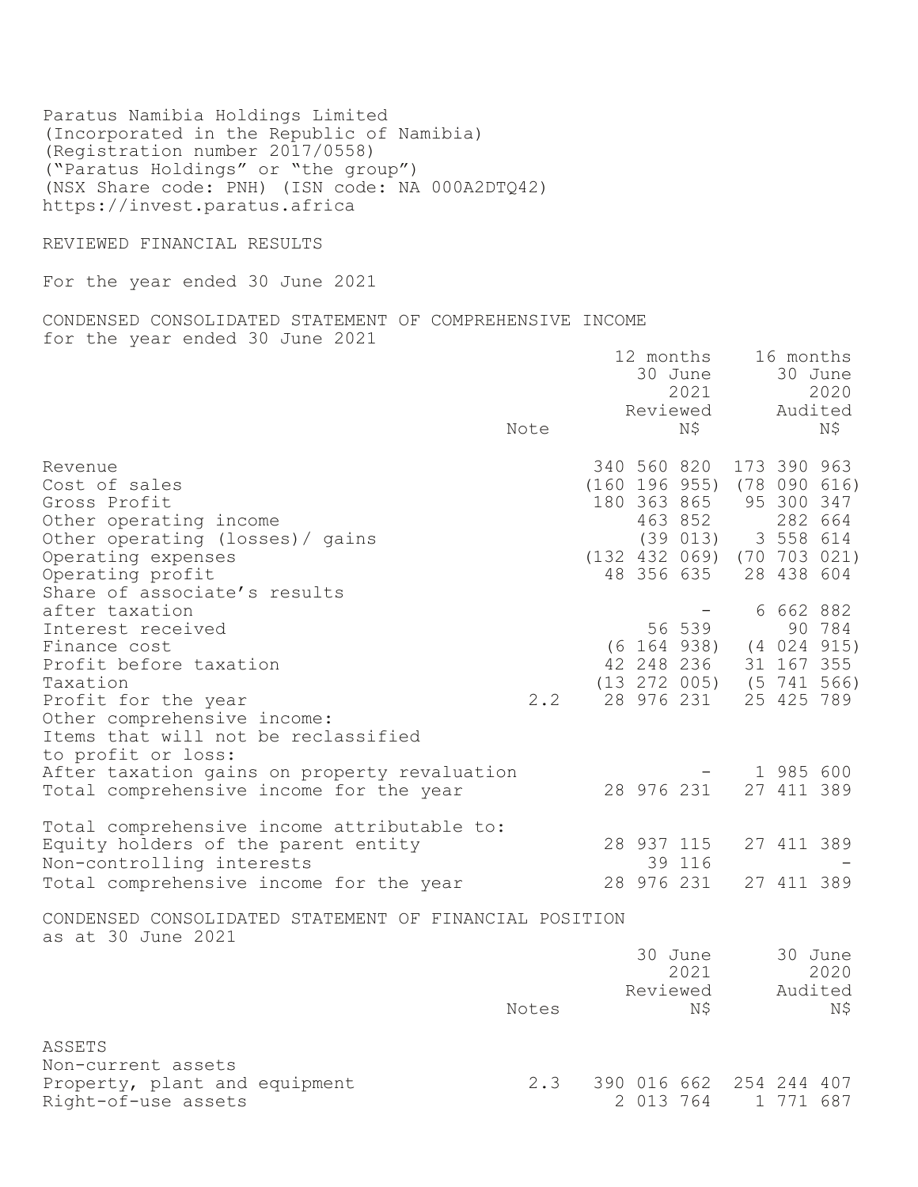Paratus Namibia Holdings Limited
(Incorporated in the Republic of Namibia)
(Registration number 2017/0558)
("Paratus Holdings" or "the group")
(NSX Share code: PNH) (ISN code: NA 000A2DTQ42)
https://invest.paratus.africa

REVIEWED FINANCIAL RESULTS

For the year ended 30 June 2021

## CONDENSED CONSOLIDATED STATEMENT OF COMPREHENSIVE INCOME
for the year ended 30 June 2021

| | Note | 12 months 30 June 2021 Reviewed N$ | 16 months 30 June 2020 Audited N$ |
|---|---|---|---|
| Revenue | | 340 560 820 | 173 390 963 |
| Cost of sales | | (160 196 955) | (78 090 616) |
| Gross Profit | | 180 363 865 | 95 300 347 |
| Other operating income | | 463 852 | 282 664 |
| Other operating (losses)/ gains | | (39 013) | 3 558 614 |
| Operating expenses | | (132 432 069) | (70 703 021) |
| Operating profit | | 48 356 635 | 28 438 604 |
| Share of associate's results after taxation | | - | 6 662 882 |
| Interest received | | 56 539 | 90 784 |
| Finance cost | | (6 164 938) | (4 024 915) |
| Profit before taxation | | 42 248 236 | 31 167 355 |
| Taxation | | (13 272 005) | (5 741 566) |
| Profit for the year | 2.2 | 28 976 231 | 25 425 789 |
| Other comprehensive income: | | | |
| Items that will not be reclassified to profit or loss: | | | |
| After taxation gains on property revaluation | | - | 1 985 600 |
| Total comprehensive income for the year | | 28 976 231 | 27 411 389 |
| | | | |
| Total comprehensive income attributable to: | | | |
| Equity holders of the parent entity | | 28 937 115 | 27 411 389 |
| Non-controlling interests | | 39 116 | - |
| Total comprehensive income for the year | | 28 976 231 | 27 411 389 |

## CONDENSED CONSOLIDATED STATEMENT OF FINANCIAL POSITION
as at 30 June 2021

| | Notes | 30 June 2021 Reviewed N$ | 30 June 2020 Audited N$ |
|---|---|---|---|
| ASSETS | | | |
| Non-current assets | | | |
| Property, plant and equipment | 2.3 | 390 016 662 | 254 244 407 |
| Right-of-use assets | | 2 013 764 | 1 771 687 |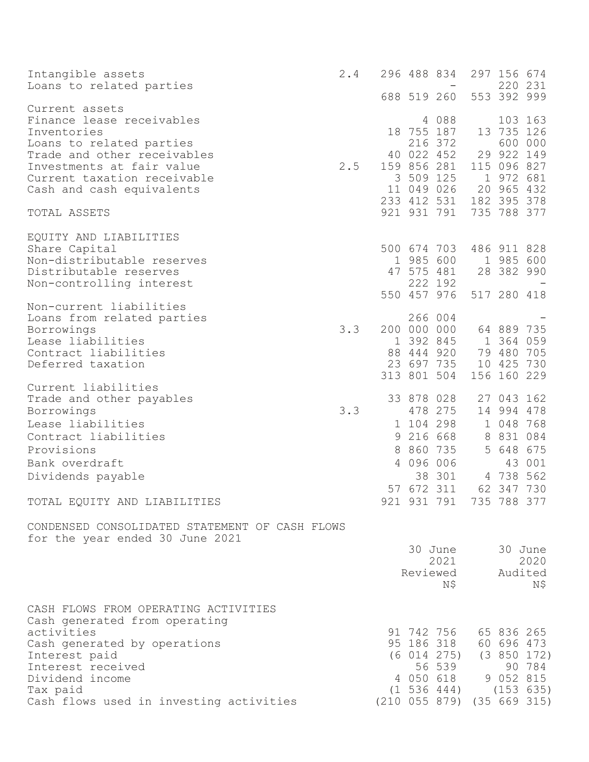| | | | |
|---|---|---|---|
| Intangible assets | 2.4 | 296 488 834 | 297 156 674 |
| Loans to related parties | | - | 220 231 |
| | | 688 519 260 | 553 392 999 |
| Current assets | | | |
| Finance lease receivables | | 4 088 | 103 163 |
| Inventories | | 18 755 187 | 13 735 126 |
| Loans to related parties | | 216 372 | 600 000 |
| Trade and other receivables | | 40 022 452 | 29 922 149 |
| Investments at fair value | 2.5 | 159 856 281 | 115 096 827 |
| Current taxation receivable | | 3 509 125 | 1 972 681 |
| Cash and cash equivalents | | 11 049 026 | 20 965 432 |
| | | 233 412 531 | 182 395 378 |
| TOTAL ASSETS | | 921 931 791 | 735 788 377 |
| | | | |
| EQUITY AND LIABILITIES | | | |
| Share Capital | | 500 674 703 | 486 911 828 |
| Non-distributable reserves | | 1 985 600 | 1 985 600 |
| Distributable reserves | | 47 575 481 | 28 382 990 |
| Non-controlling interest | | 222 192 | - |
| | | 550 457 976 | 517 280 418 |
| Non-current liabilities | | | |
| Loans from related parties | | 266 004 | - |
| Borrowings | 3.3 | 200 000 000 | 64 889 735 |
| Lease liabilities | | 1 392 845 | 1 364 059 |
| Contract liabilities | | 88 444 920 | 79 480 705 |
| Deferred taxation | | 23 697 735 | 10 425 730 |
| | | 313 801 504 | 156 160 229 |
| Current liabilities | | | |
| Trade and other payables | | 33 878 028 | 27 043 162 |
| Borrowings | 3.3 | 478 275 | 14 994 478 |
| Lease liabilities | | 1 104 298 | 1 048 768 |
| Contract liabilities | | 9 216 668 | 8 831 084 |
| Provisions | | 8 860 735 | 5 648 675 |
| Bank overdraft | | 4 096 006 | 43 001 |
| Dividends payable | | 38 301 | 4 738 562 |
| | | 57 672 311 | 62 347 730 |
| TOTAL EQUITY AND LIABILITIES | | 921 931 791 | 735 788 377 |

CONDENSED CONSOLIDATED STATEMENT OF CASH FLOWS
for the year ended 30 June 2021

| | 30 June 2021 Reviewed N$ | 30 June 2020 Audited N$ |
|---|---|---|
| CASH FLOWS FROM OPERATING ACTIVITIES | | |
| Cash generated from operating activities | 91 742 756 | 65 836 265 |
| Cash generated by operations | 95 186 318 | 60 696 473 |
| Interest paid | (6 014 275) | (3 850 172) |
| Interest received | 56 539 | 90 784 |
| Dividend income | 4 050 618 | 9 052 815 |
| Tax paid | (1 536 444) | (153 635) |
| Cash flows used in investing activities | (210 055 879) | (35 669 315) |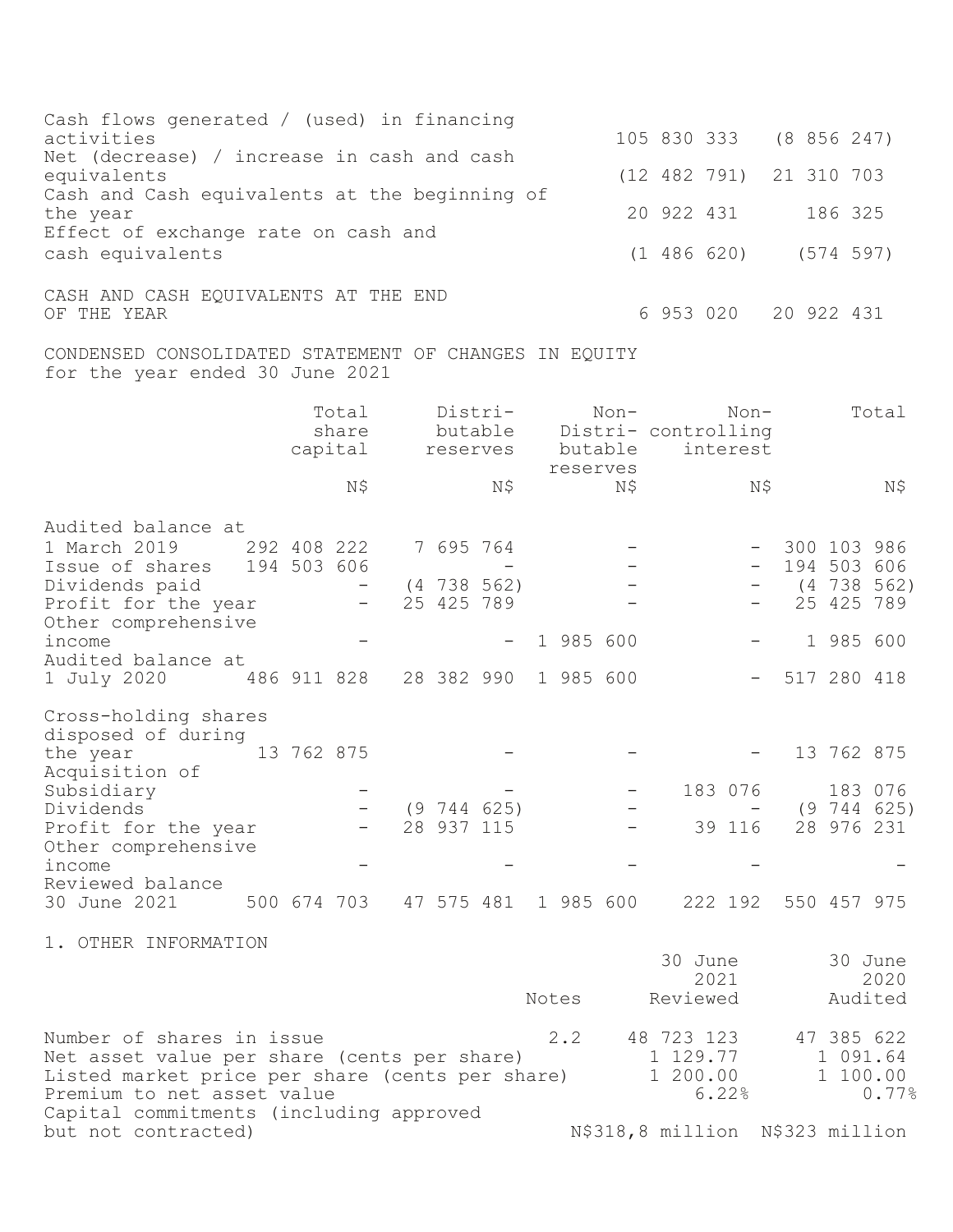| | | |
|---|---|---|
| Cash flows generated / (used) in financing activities | 105 830 333 | (8 856 247) |
| Net (decrease) / increase in cash and cash equivalents | (12 482 791) | 21 310 703 |
| Cash and Cash equivalents at the beginning of the year | 20 922 431 | 186 325 |
| Effect of exchange rate on cash and cash equivalents | (1 486 620) | (574 597) |
| CASH AND CASH EQUIVALENTS AT THE END OF THE YEAR | 6 953 020 | 20 922 431 |

## CONDENSED CONSOLIDATED STATEMENT OF CHANGES IN EQUITY
for the year ended 30 June 2021

| | Total share capital | Distri-butable reserves | Non-Distri-butable reserves | Non-controlling interest | Total |
|---|---|---|---|---|---|
| | N$ | N$ | N$ | N$ | N$ |
| Audited balance at 1 March 2019 | 292 408 222 | 7 695 764 | - | - | 300 103 986 |
| Issue of shares | 194 503 606 | - | - | - | 194 503 606 |
| Dividends paid | - | (4 738 562) | - | - | (4 738 562) |
| Profit for the year | - | 25 425 789 | - | - | 25 425 789 |
| Other comprehensive income | - | - | 1 985 600 | - | 1 985 600 |
| Audited balance at 1 July 2020 | 486 911 828 | 28 382 990 | 1 985 600 | - | 517 280 418 |
| Cross-holding shares disposed of during the year | 13 762 875 | - | - | - | 13 762 875 |
| Acquisition of Subsidiary | - | - | - | 183 076 | 183 076 |
| Dividends | - | (9 744 625) | - | - | (9 744 625) |
| Profit for the year | - | 28 937 115 | - | 39 116 | 28 976 231 |
| Other comprehensive income | - | - | - | - | - |
| Reviewed balance 30 June 2021 | 500 674 703 | 47 575 481 | 1 985 600 | 222 192 | 550 457 975 |

## 1. OTHER INFORMATION

| | Notes | 30 June 2021 Reviewed | 30 June 2020 Audited |
|---|---|---|---|
| Number of shares in issue | 2.2 | 48 723 123 | 47 385 622 |
| Net asset value per share (cents per share) | | 1 129.77 | 1 091.64 |
| Listed market price per share (cents per share) | | 1 200.00 | 1 100.00 |
| Premium to net asset value | | 6.22% | 0.77% |
| Capital commitments (including approved but not contracted) | | N$318,8 million | N$323 million |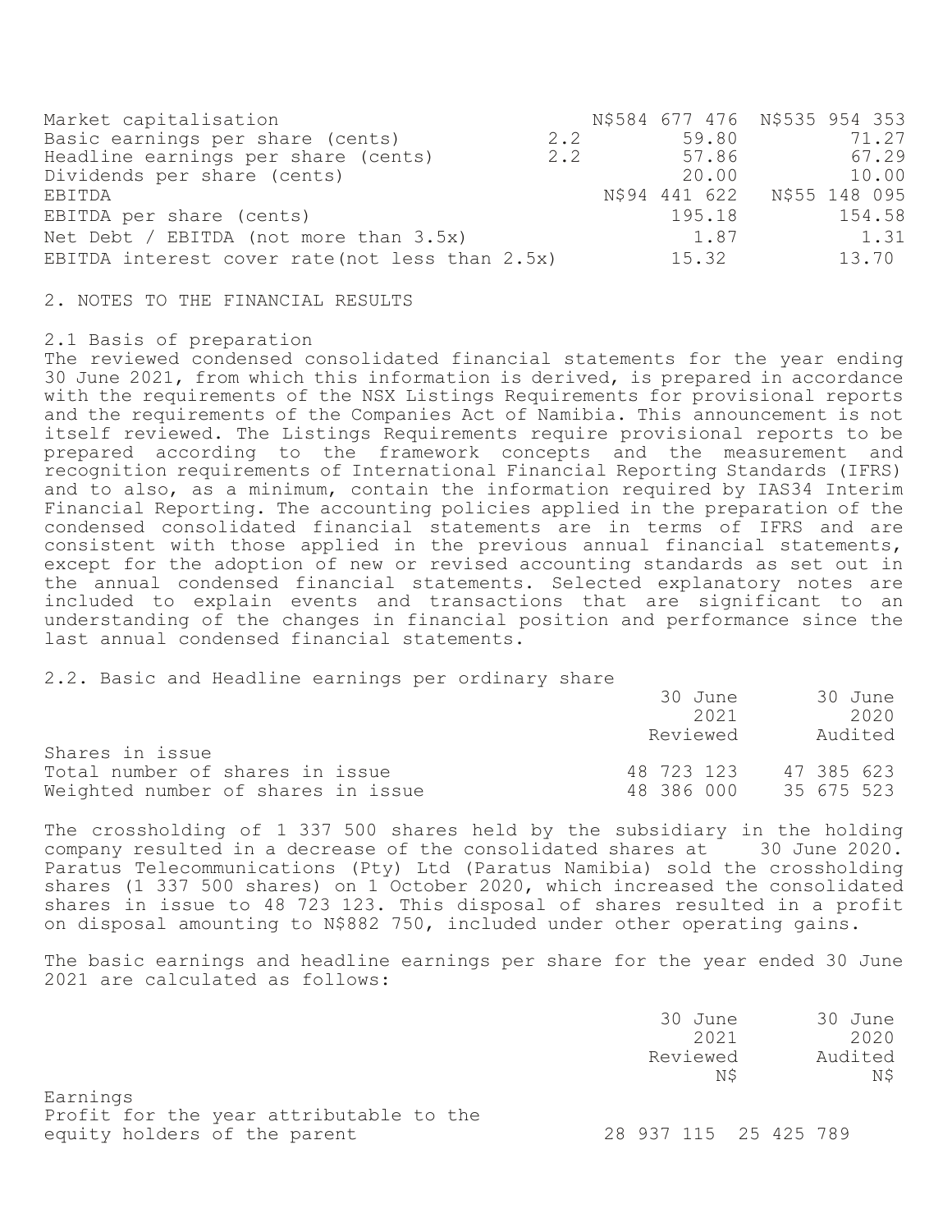| | | | |
|---|---|---|---|
| Market capitalisation | | N$584 677 476 | N$535 954 353 |
| Basic earnings per share (cents) | 2.2 | 59.80 | 71.27 |
| Headline earnings per share (cents) | 2.2 | 57.86 | 67.29 |
| Dividends per share (cents) | | 20.00 | 10.00 |
| EBITDA | | N$94 441 622 | N$55 148 095 |
| EBITDA per share (cents) | | 195.18 | 154.58 |
| Net Debt / EBITDA (not more than 3.5x) | | 1.87 | 1.31 |
| EBITDA interest cover rate(not less than 2.5x) | | 15.32 | 13.70 |

## 2. NOTES TO THE FINANCIAL RESULTS

### 2.1 Basis of preparation

The reviewed condensed consolidated financial statements for the year ending 30 June 2021, from which this information is derived, is prepared in accordance with the requirements of the NSX Listings Requirements for provisional reports and the requirements of the Companies Act of Namibia. This announcement is not itself reviewed. The Listings Requirements require provisional reports to be prepared according to the framework concepts and the measurement and recognition requirements of International Financial Reporting Standards (IFRS) and to also, as a minimum, contain the information required by IAS34 Interim Financial Reporting. The accounting policies applied in the preparation of the condensed consolidated financial statements are in terms of IFRS and are consistent with those applied in the previous annual financial statements, except for the adoption of new or revised accounting standards as set out in the annual condensed financial statements. Selected explanatory notes are included to explain events and transactions that are significant to an understanding of the changes in financial position and performance since the last annual condensed financial statements.

### 2.2. Basic and Headline earnings per ordinary share

| | 30 June 2021 Reviewed | 30 June 2020 Audited |
|---|---|---|
| Shares in issue | | |
| Total number of shares in issue | 48 723 123 | 47 385 623 |
| Weighted number of shares in issue | 48 386 000 | 35 675 523 |

The crossholding of 1 337 500 shares held by the subsidiary in the holding company resulted in a decrease of the consolidated shares at 30 June 2020. Paratus Telecommunications (Pty) Ltd (Paratus Namibia) sold the crossholding shares (1 337 500 shares) on 1 October 2020, which increased the consolidated shares in issue to 48 723 123. This disposal of shares resulted in a profit on disposal amounting to N$882 750, included under other operating gains.

The basic earnings and headline earnings per share for the year ended 30 June 2021 are calculated as follows:

| | 30 June 2021 Reviewed N$ | 30 June 2020 Audited N$ |
|---|---|---|
| Earnings | | |
| Profit for the year attributable to the equity holders of the parent | 28 937 115 | 25 425 789 |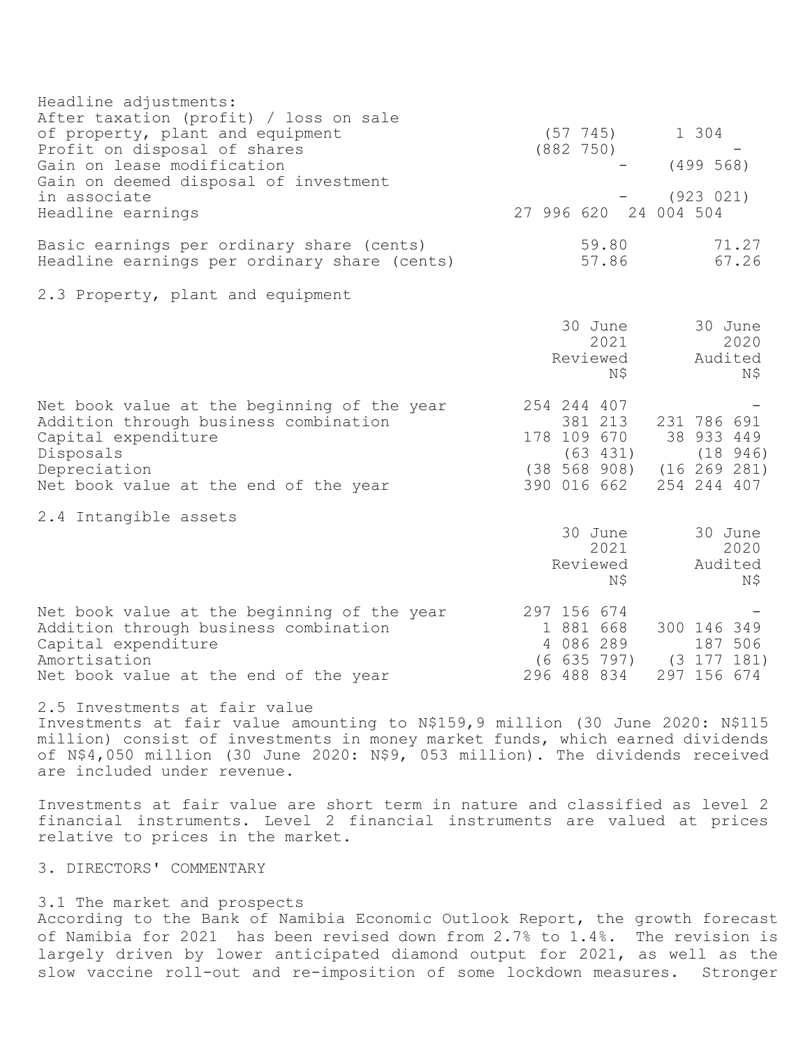| | | |
|---|---|---|
| Headline adjustments: | | |
| After taxation (profit) / loss on sale of property, plant and equipment | (57 745) | 1 304 |
| Profit on disposal of shares | (882 750) | - |
| Gain on lease modification | - | (499 568) |
| Gain on deemed disposal of investment in associate | - | (923 021) |
| Headline earnings | 27 996 620 | 24 004 504 |
| | | |
| Basic earnings per ordinary share (cents) | 59.80 | 71.27 |
| Headline earnings per ordinary share (cents) | 57.86 | 67.26 |

2.3 Property, plant and equipment

| | 30 June 2021 Reviewed N$ | 30 June 2020 Audited N$ |
|---|---|---|
| Net book value at the beginning of the year | 254 244 407 | - |
| Addition through business combination | 381 213 | 231 786 691 |
| Capital expenditure | 178 109 670 | 38 933 449 |
| Disposals | (63 431) | (18 946) |
| Depreciation | (38 568 908) | (16 269 281) |
| Net book value at the end of the year | 390 016 662 | 254 244 407 |

2.4 Intangible assets

| | 30 June 2021 Reviewed N$ | 30 June 2020 Audited N$ |
|---|---|---|
| Net book value at the beginning of the year | 297 156 674 | - |
| Addition through business combination | 1 881 668 | 300 146 349 |
| Capital expenditure | 4 086 289 | 187 506 |
| Amortisation | (6 635 797) | (3 177 181) |
| Net book value at the end of the year | 296 488 834 | 297 156 674 |

2.5 Investments at fair value

Investments at fair value amounting to N$159,9 million (30 June 2020: N$115 million) consist of investments in money market funds, which earned dividends of N$4,050 million (30 June 2020: N$9, 053 million). The dividends received are included under revenue.

Investments at fair value are short term in nature and classified as level 2 financial instruments. Level 2 financial instruments are valued at prices relative to prices in the market.

3. DIRECTORS' COMMENTARY

3.1 The market and prospects

According to the Bank of Namibia Economic Outlook Report, the growth forecast of Namibia for 2021 has been revised down from 2.7% to 1.4%. The revision is largely driven by lower anticipated diamond output for 2021, as well as the slow vaccine roll-out and re-imposition of some lockdown measures. Stronger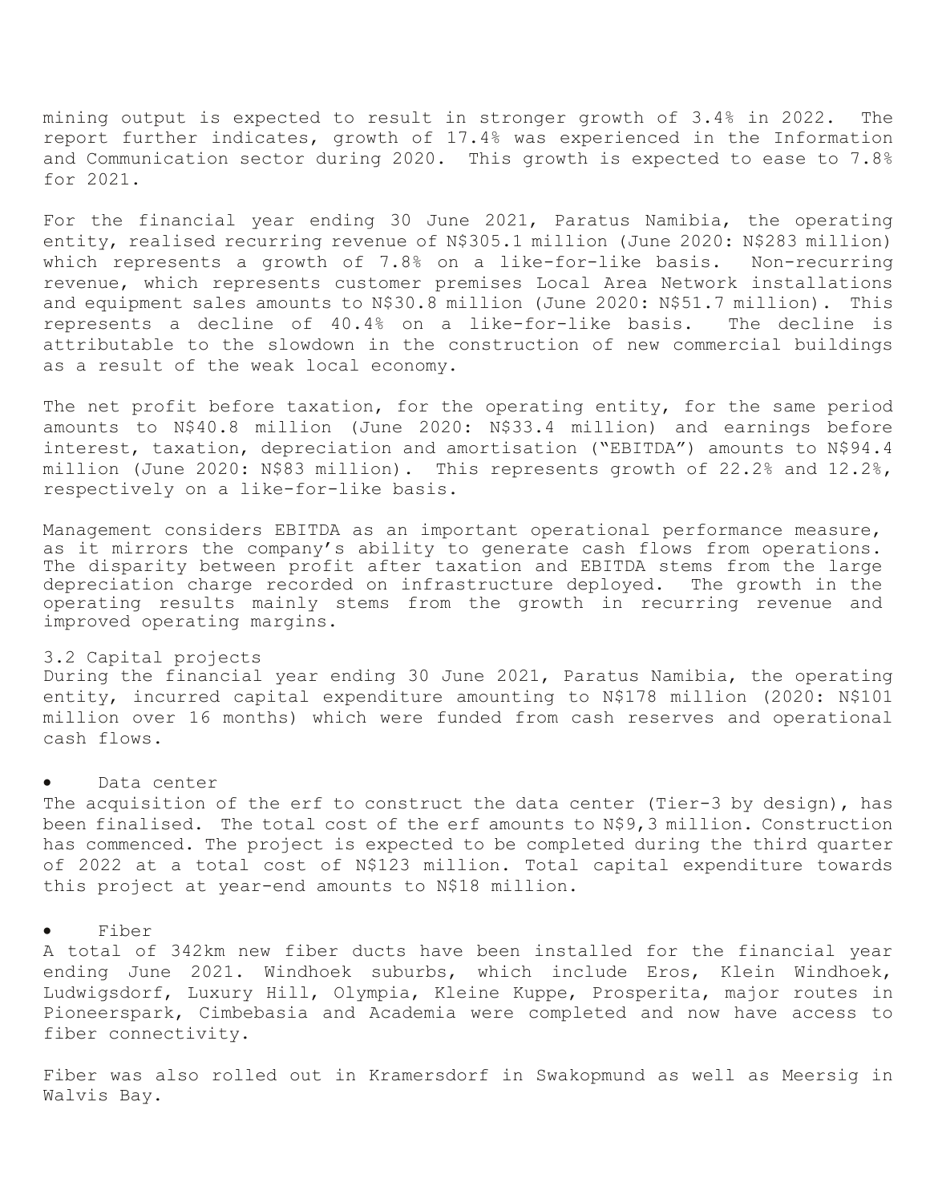mining output is expected to result in stronger growth of 3.4% in 2022. The report further indicates, growth of 17.4% was experienced in the Information and Communication sector during 2020. This growth is expected to ease to 7.8% for 2021.

For the financial year ending 30 June 2021, Paratus Namibia, the operating entity, realised recurring revenue of N$305.1 million (June 2020: N$283 million) which represents a growth of 7.8% on a like-for-like basis. Non-recurring revenue, which represents customer premises Local Area Network installations and equipment sales amounts to N$30.8 million (June 2020: N$51.7 million). This represents a decline of 40.4% on a like-for-like basis. The decline is attributable to the slowdown in the construction of new commercial buildings as a result of the weak local economy.

The net profit before taxation, for the operating entity, for the same period amounts to N$40.8 million (June 2020: N$33.4 million) and earnings before interest, taxation, depreciation and amortisation ("EBITDA") amounts to N$94.4 million (June 2020: N$83 million). This represents growth of 22.2% and 12.2%, respectively on a like-for-like basis.

Management considers EBITDA as an important operational performance measure, as it mirrors the company's ability to generate cash flows from operations. The disparity between profit after taxation and EBITDA stems from the large depreciation charge recorded on infrastructure deployed. The growth in the operating results mainly stems from the growth in recurring revenue and improved operating margins.

3.2 Capital projects

During the financial year ending 30 June 2021, Paratus Namibia, the operating entity, incurred capital expenditure amounting to N$178 million (2020: N$101 million over 16 months) which were funded from cash reserves and operational cash flows.

- Data center

The acquisition of the erf to construct the data center (Tier-3 by design), has been finalised. The total cost of the erf amounts to N$9,3 million. Construction has commenced. The project is expected to be completed during the third quarter of 2022 at a total cost of N$123 million. Total capital expenditure towards this project at year-end amounts to N$18 million.

- Fiber

A total of 342km new fiber ducts have been installed for the financial year ending June 2021. Windhoek suburbs, which include Eros, Klein Windhoek, Ludwigsdorf, Luxury Hill, Olympia, Kleine Kuppe, Prosperita, major routes in Pioneerspark, Cimbebasia and Academia were completed and now have access to fiber connectivity.

Fiber was also rolled out in Kramersdorf in Swakopmund as well as Meersig in Walvis Bay.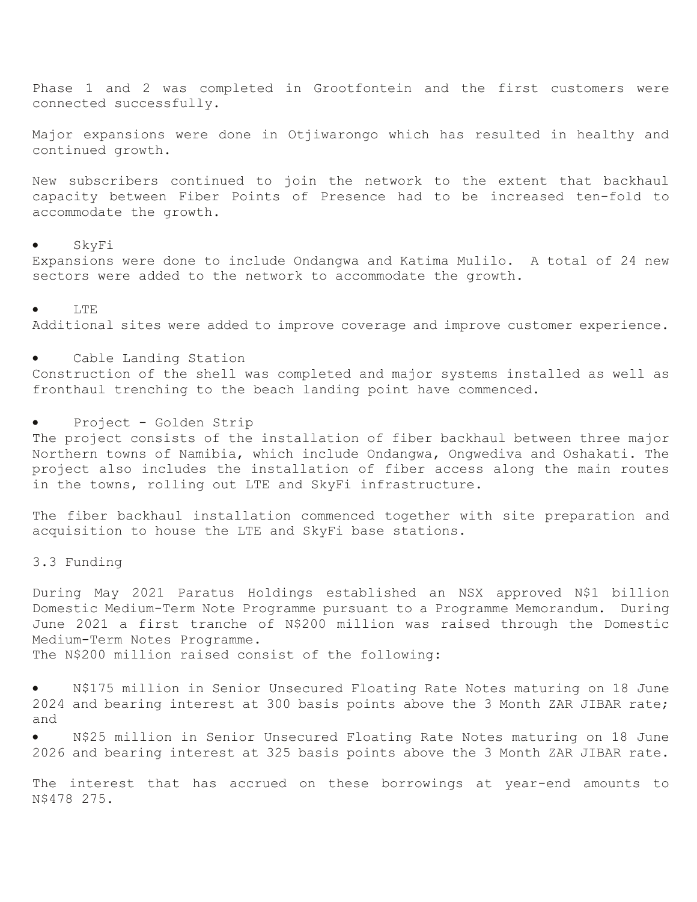Phase 1 and 2 was completed in Grootfontein and the first customers were connected successfully.

Major expansions were done in Otjiwarongo which has resulted in healthy and continued growth.

New subscribers continued to join the network to the extent that backhaul capacity between Fiber Points of Presence had to be increased ten-fold to accommodate the growth.

- SkyFi

Expansions were done to include Ondangwa and Katima Mulilo. A total of 24 new sectors were added to the network to accommodate the growth.

- LTE

Additional sites were added to improve coverage and improve customer experience.

- Cable Landing Station

Construction of the shell was completed and major systems installed as well as fronthaul trenching to the beach landing point have commenced.

- Project - Golden Strip

The project consists of the installation of fiber backhaul between three major Northern towns of Namibia, which include Ondangwa, Ongwediva and Oshakati. The project also includes the installation of fiber access along the main routes in the towns, rolling out LTE and SkyFi infrastructure.

The fiber backhaul installation commenced together with site preparation and acquisition to house the LTE and SkyFi base stations.

3.3 Funding

During May 2021 Paratus Holdings established an NSX approved N$1 billion Domestic Medium-Term Note Programme pursuant to a Programme Memorandum. During June 2021 a first tranche of N$200 million was raised through the Domestic Medium-Term Notes Programme.
The N$200 million raised consist of the following:

- N$175 million in Senior Unsecured Floating Rate Notes maturing on 18 June 2024 and bearing interest at 300 basis points above the 3 Month ZAR JIBAR rate; and
- N$25 million in Senior Unsecured Floating Rate Notes maturing on 18 June 2026 and bearing interest at 325 basis points above the 3 Month ZAR JIBAR rate.

The interest that has accrued on these borrowings at year-end amounts to N$478 275.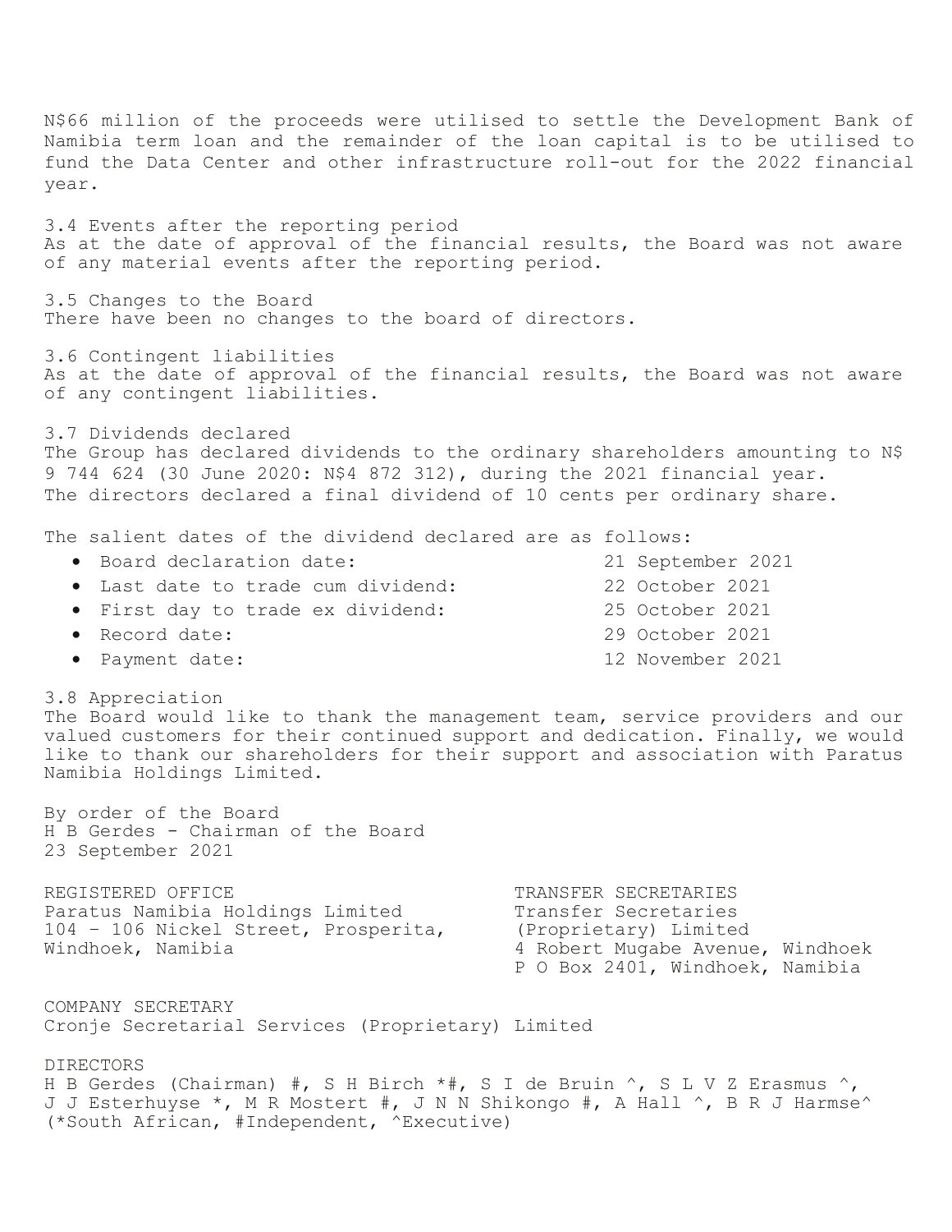N$66 million of the proceeds were utilised to settle the Development Bank of Namibia term loan and the remainder of the loan capital is to be utilised to fund the Data Center and other infrastructure roll-out for the 2022 financial year.

### 3.4 Events after the reporting period

As at the date of approval of the financial results, the Board was not aware of any material events after the reporting period.

### 3.5 Changes to the Board

There have been no changes to the board of directors.

### 3.6 Contingent liabilities

As at the date of approval of the financial results, the Board was not aware of any contingent liabilities.

### 3.7 Dividends declared

The Group has declared dividends to the ordinary shareholders amounting to N$ 9 744 624 (30 June 2020: N$4 872 312), during the 2021 financial year. The directors declared a final dividend of 10 cents per ordinary share.

The salient dates of the dividend declared are as follows:

- Board declaration date: 21 September 2021
- Last date to trade cum dividend: 22 October 2021
- First day to trade ex dividend: 25 October 2021
- Record date: 29 October 2021
- Payment date: 12 November 2021

### 3.8 Appreciation

The Board would like to thank the management team, service providers and our valued customers for their continued support and dedication. Finally, we would like to thank our shareholders for their support and association with Paratus Namibia Holdings Limited.

By order of the Board
H B Gerdes - Chairman of the Board
23 September 2021

REGISTERED OFFICE
Paratus Namibia Holdings Limited
104 – 106 Nickel Street, Prosperita,
Windhoek, Namibia

TRANSFER SECRETARIES
Transfer Secretaries
(Proprietary) Limited
4 Robert Mugabe Avenue, Windhoek
P O Box 2401, Windhoek, Namibia

COMPANY SECRETARY
Cronje Secretarial Services (Proprietary) Limited

DIRECTORS
H B Gerdes (Chairman) #, S H Birch *#, S I de Bruin ^, S L V Z Erasmus ^, J J Esterhuyse *, M R Mostert #, J N N Shikongo #, A Hall ^, B R J Harmse^
(*South African, #Independent, ^Executive)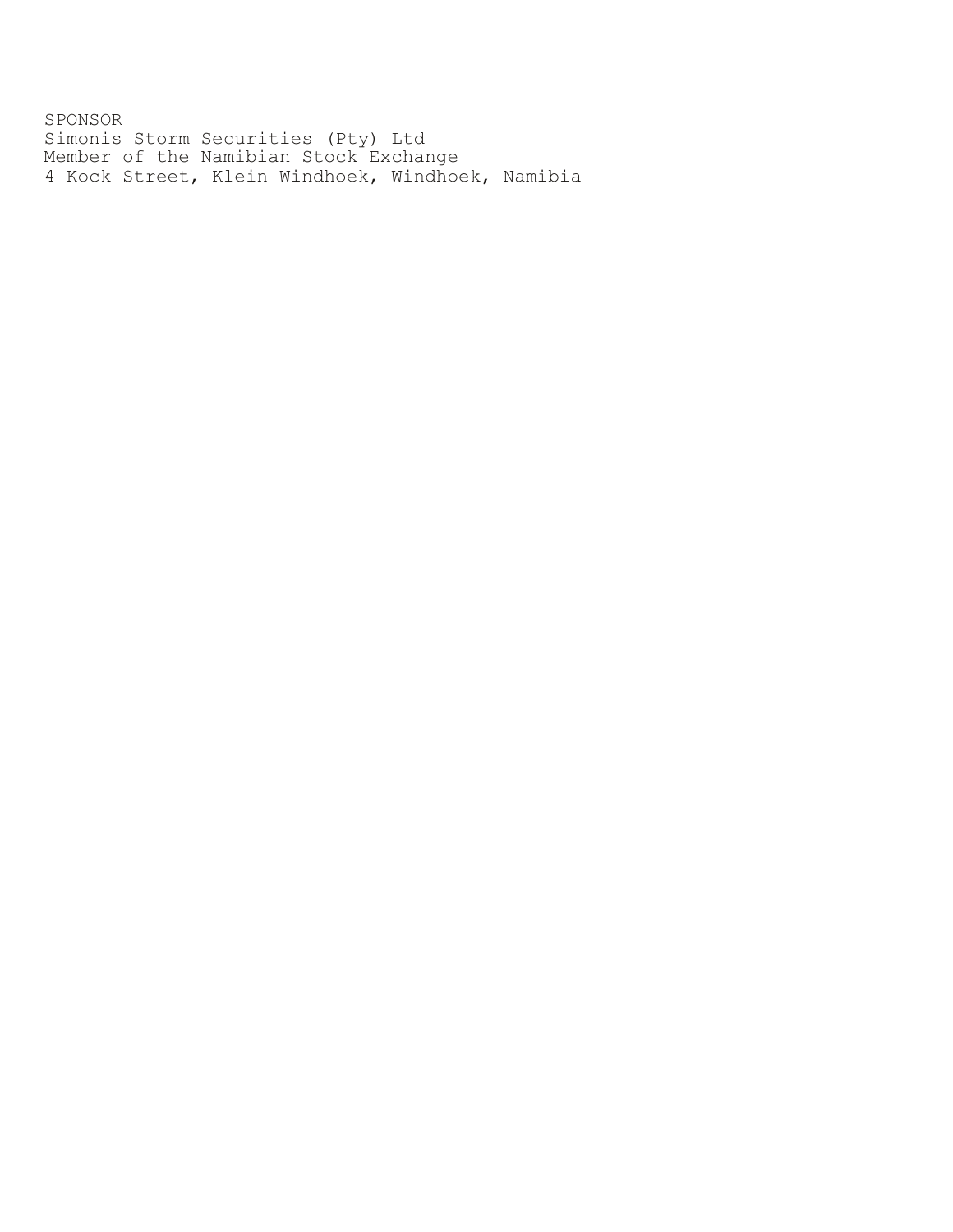SPONSOR

Simonis Storm Securities (Pty) Ltd

Member of the Namibian Stock Exchange

4 Kock Street, Klein Windhoek, Windhoek, Namibia